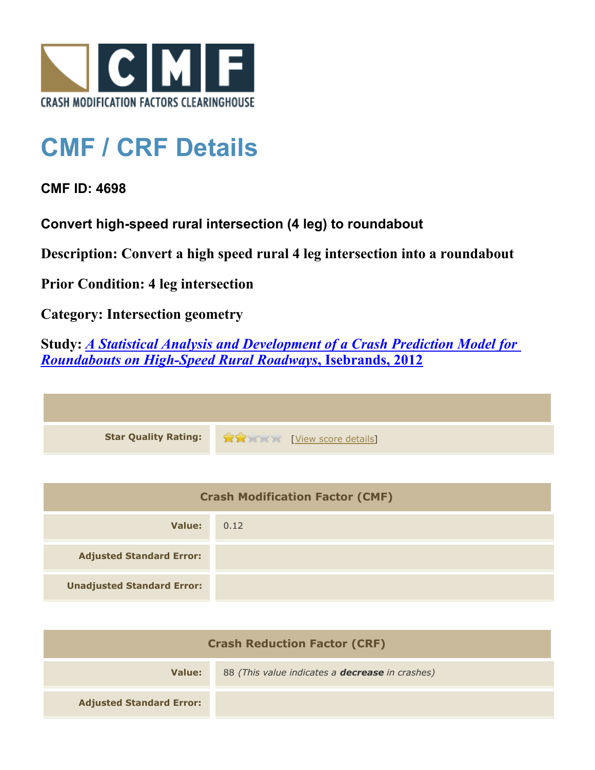CRASH MODIFICATION FACTORS CLEARINGHOUSE

# CMF / CRF Details

**CMF ID: 4698**

**Convert high-speed rural intersection (4 leg) to roundabout**

**Description: Convert a high speed rural 4 leg intersection into a roundabout**

**Prior Condition: 4 leg intersection**

**Category: Intersection geometry**

**Study: *A Statistical Analysis and Development of a Crash Prediction Model for Roundabouts on High-Speed Rural Roadways*, Isebrands, 2012**

| | |
|---|---|
| **Star Quality Rating:** | [View score details] |

| Crash Modification Factor (CMF) | |
|---|---|
| **Value:** | 0.12 |
| **Adjusted Standard Error:** | |
| **Unadjusted Standard Error:** | |

| Crash Reduction Factor (CRF) | |
|---|---|
| **Value:** | 88 *(This value indicates a **decrease** in crashes)* |
| **Adjusted Standard Error:** | |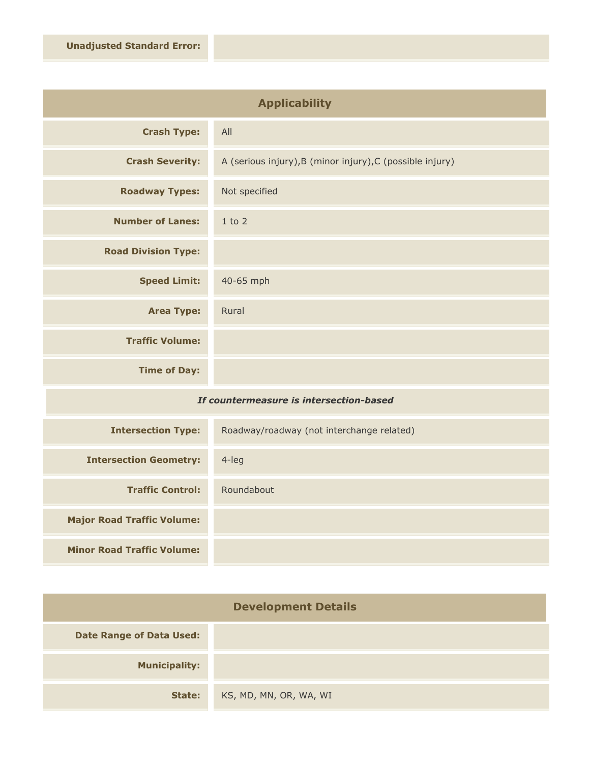| | |
|---|---|
| **Unadjusted Standard Error:** | |

## Applicability

| | |
|---|---|
| **Crash Type:** | All |
| **Crash Severity:** | A (serious injury),B (minor injury),C (possible injury) |
| **Roadway Types:** | Not specified |
| **Number of Lanes:** | 1 to 2 |
| **Road Division Type:** | |
| **Speed Limit:** | 40-65 mph |
| **Area Type:** | Rural |
| **Traffic Volume:** | |
| **Time of Day:** | |

*If countermeasure is intersection-based*

| | |
|---|---|
| **Intersection Type:** | Roadway/roadway (not interchange related) |
| **Intersection Geometry:** | 4-leg |
| **Traffic Control:** | Roundabout |
| **Major Road Traffic Volume:** | |
| **Minor Road Traffic Volume:** | |

## Development Details

| | |
|---|---|
| **Date Range of Data Used:** | |
| **Municipality:** | |
| **State:** | KS, MD, MN, OR, WA, WI |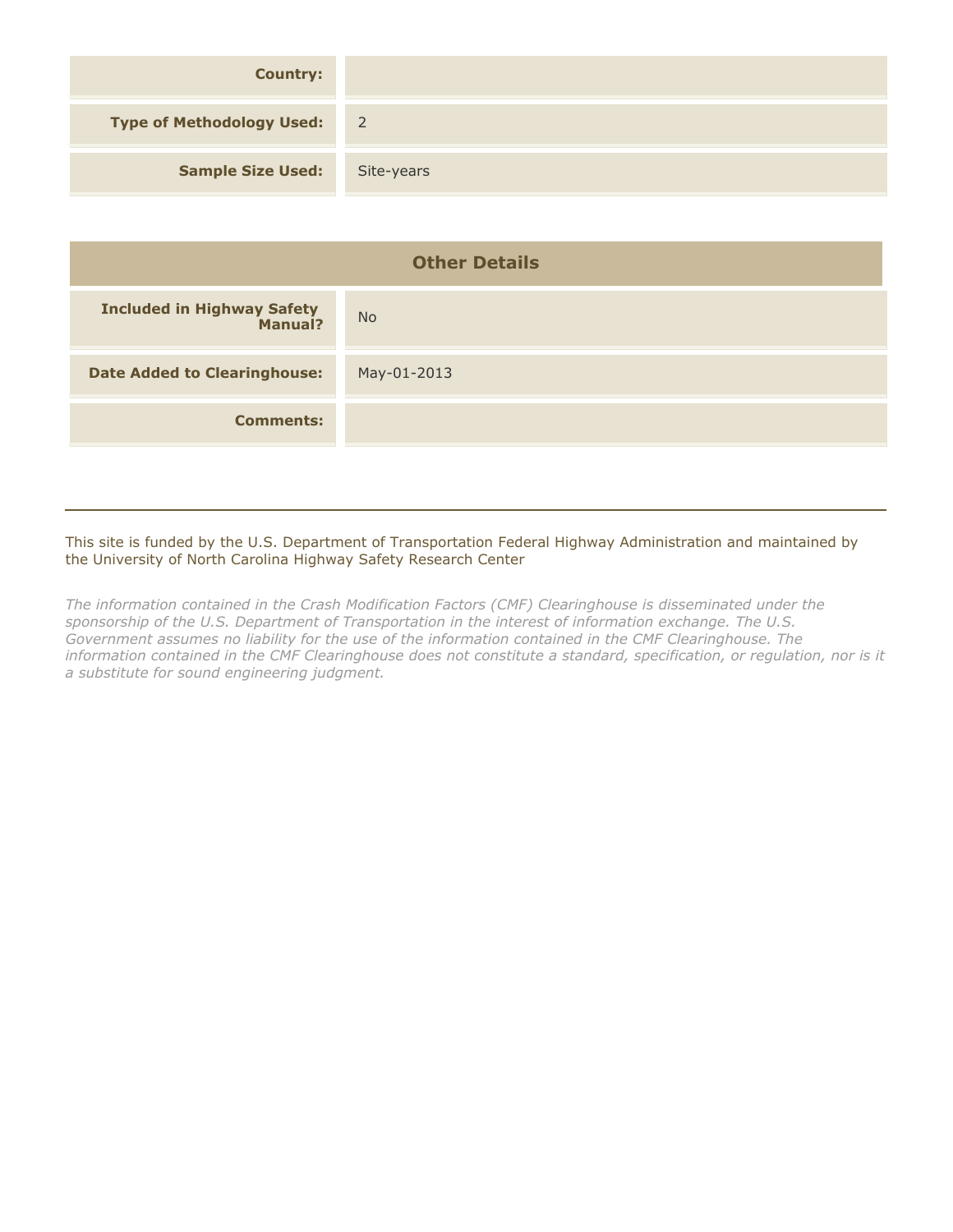| | |
|---|---|
| **Country:** | |
| **Type of Methodology Used:** | 2 |
| **Sample Size Used:** | Site-years |

## Other Details

| | |
|---|---|
| **Included in Highway Safety Manual?** | No |
| **Date Added to Clearinghouse:** | May-01-2013 |
| **Comments:** | |

---

This site is funded by the U.S. Department of Transportation Federal Highway Administration and maintained by the University of North Carolina Highway Safety Research Center

*The information contained in the Crash Modification Factors (CMF) Clearinghouse is disseminated under the sponsorship of the U.S. Department of Transportation in the interest of information exchange. The U.S. Government assumes no liability for the use of the information contained in the CMF Clearinghouse. The information contained in the CMF Clearinghouse does not constitute a standard, specification, or regulation, nor is it a substitute for sound engineering judgment.*